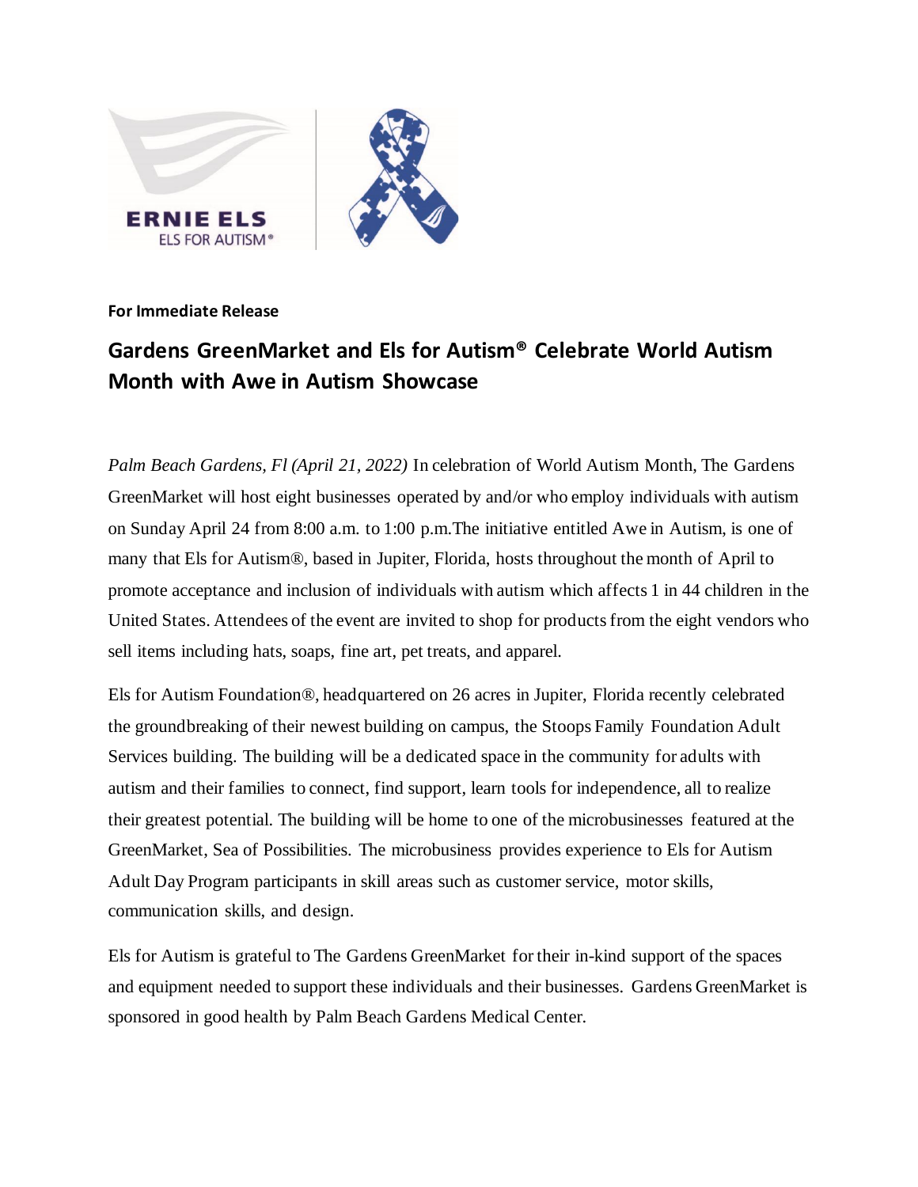**For Immediate Release**

# Gardens GreenMarket and Els for Autism® Celebrate World Autism Month with Awe in Autism Showcase

*Palm Beach Gardens, Fl (April 21, 2022)* In celebration of World Autism Month, The Gardens GreenMarket will host eight businesses operated by and/or who employ individuals with autism on Sunday April 24 from 8:00 a.m. to 1:00 p.m.The initiative entitled Awe in Autism, is one of many that Els for Autism®, based in Jupiter, Florida, hosts throughout the month of April to promote acceptance and inclusion of individuals with autism which affects 1 in 44 children in the United States. Attendees of the event are invited to shop for products from the eight vendors who sell items including hats, soaps, fine art, pet treats, and apparel.

Els for Autism Foundation®, headquartered on 26 acres in Jupiter, Florida recently celebrated the groundbreaking of their newest building on campus, the Stoops Family Foundation Adult Services building. The building will be a dedicated space in the community for adults with autism and their families to connect, find support, learn tools for independence, all to realize their greatest potential. The building will be home to one of the microbusinesses featured at the GreenMarket, Sea of Possibilities. The microbusiness provides experience to Els for Autism Adult Day Program participants in skill areas such as customer service, motor skills, communication skills, and design.

Els for Autism is grateful to The Gardens GreenMarket for their in-kind support of the spaces and equipment needed to support these individuals and their businesses. Gardens GreenMarket is sponsored in good health by Palm Beach Gardens Medical Center.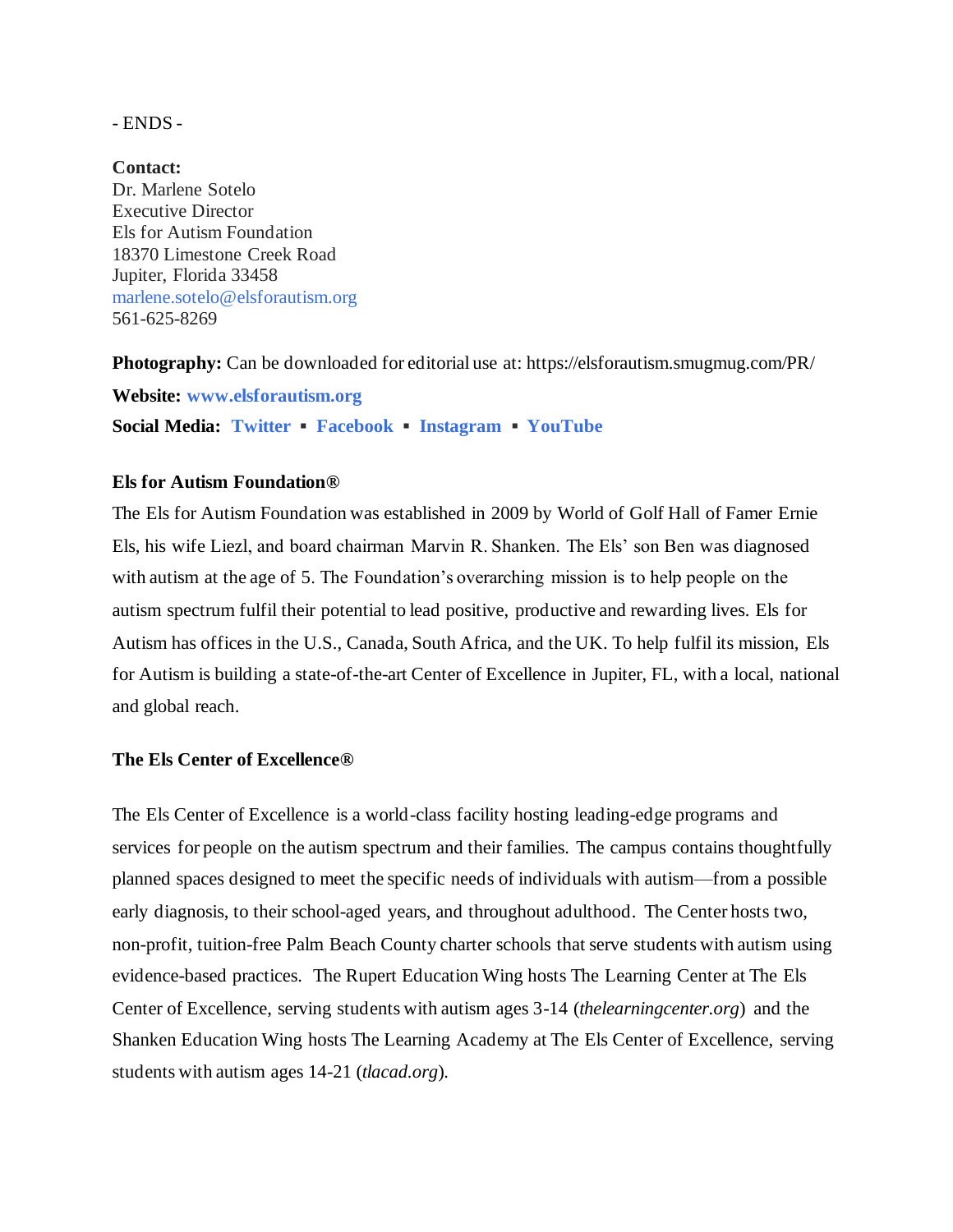- ENDS -

**Contact:**
Dr. Marlene Sotelo
Executive Director
Els for Autism Foundation
18370 Limestone Creek Road
Jupiter, Florida 33458
marlene.sotelo@elsforautism.org
561-625-8269

**Photography:** Can be downloaded for editorial use at: https://elsforautism.smugmug.com/PR/

**Website: www.elsforautism.org**

**Social Media: Twitter ▪ Facebook ▪ Instagram ▪ YouTube**

**Els for Autism Foundation®**

The Els for Autism Foundation was established in 2009 by World of Golf Hall of Famer Ernie Els, his wife Liezl, and board chairman Marvin R. Shanken. The Els' son Ben was diagnosed with autism at the age of 5. The Foundation's overarching mission is to help people on the autism spectrum fulfil their potential to lead positive, productive and rewarding lives. Els for Autism has offices in the U.S., Canada, South Africa, and the UK. To help fulfil its mission, Els for Autism is building a state-of-the-art Center of Excellence in Jupiter, FL, with a local, national and global reach.

**The Els Center of Excellence®**

The Els Center of Excellence is a world-class facility hosting leading-edge programs and services for people on the autism spectrum and their families. The campus contains thoughtfully planned spaces designed to meet the specific needs of individuals with autism—from a possible early diagnosis, to their school-aged years, and throughout adulthood. The Center hosts two, non-profit, tuition-free Palm Beach County charter schools that serve students with autism using evidence-based practices. The Rupert Education Wing hosts The Learning Center at The Els Center of Excellence, serving students with autism ages 3-14 (*thelearningcenter.org*) and the Shanken Education Wing hosts The Learning Academy at The Els Center of Excellence, serving students with autism ages 14-21 (*tlacad.org*).